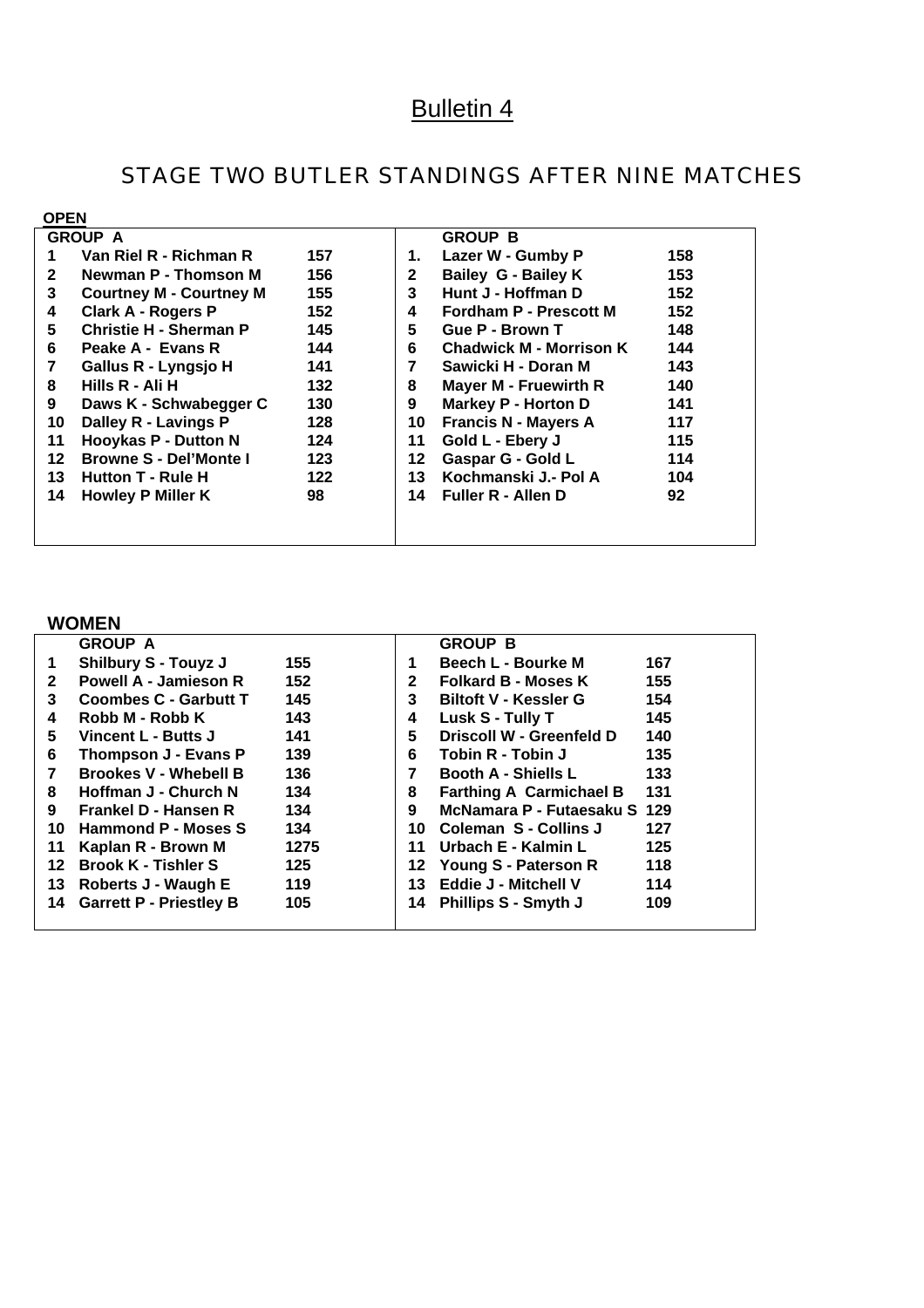# Bulletin 4

## STAGE TWO BUTLER STANDINGS AFTER NINE MATCHES

### OPEN

| GROUP A | | | GROUP B | | |
|---|---|---|---|---|---|
| 1 | Van Riel R - Richman R | 157 | 1. | Lazer W - Gumby P | 158 |
| 2 | Newman P - Thomson M | 156 | 2 | Bailey G - Bailey K | 153 |
| 3 | Courtney M - Courtney M | 155 | 3 | Hunt J - Hoffman D | 152 |
| 4 | Clark A - Rogers P | 152 | 4 | Fordham P - Prescott M | 152 |
| 5 | Christie H - Sherman P | 145 | 5 | Gue P - Brown T | 148 |
| 6 | Peake A - Evans R | 144 | 6 | Chadwick M - Morrison K | 144 |
| 7 | Gallus R - Lyngsjo H | 141 | 7 | Sawicki H - Doran M | 143 |
| 8 | Hills R - Ali H | 132 | 8 | Mayer M - Fruewirth R | 140 |
| 9 | Daws K - Schwabegger C | 130 | 9 | Markey P - Horton D | 141 |
| 10 | Dalley R - Lavings P | 128 | 10 | Francis N - Mayers A | 117 |
| 11 | Hooykas P - Dutton N | 124 | 11 | Gold L - Ebery J | 115 |
| 12 | Browne S - Del'Monte I | 123 | 12 | Gaspar G - Gold L | 114 |
| 13 | Hutton T - Rule H | 122 | 13 | Kochmanski J.- Pol A | 104 |
| 14 | Howley P Miller K | 98 | 14 | Fuller R - Allen D | 92 |

### WOMEN

| GROUP A | | | GROUP B | | |
|---|---|---|---|---|---|
| 1 | Shilbury S - Touyz J | 155 | 1 | Beech L - Bourke M | 167 |
| 2 | Powell A - Jamieson R | 152 | 2 | Folkard B - Moses K | 155 |
| 3 | Coombes C - Garbutt T | 145 | 3 | Biltoft V - Kessler G | 154 |
| 4 | Robb M - Robb K | 143 | 4 | Lusk S - Tully T | 145 |
| 5 | Vincent L - Butts J | 141 | 5 | Driscoll W - Greenfeld D | 140 |
| 6 | Thompson J - Evans P | 139 | 6 | Tobin R - Tobin J | 135 |
| 7 | Brookes V - Whebell B | 136 | 7 | Booth A - Shiells L | 133 |
| 8 | Hoffman J - Church N | 134 | 8 | Farthing A Carmichael B | 131 |
| 9 | Frankel D - Hansen R | 134 | 9 | McNamara P - Futaesaku S | 129 |
| 10 | Hammond P - Moses S | 134 | 10 | Coleman S - Collins J | 127 |
| 11 | Kaplan R - Brown M | 1275 | 11 | Urbach E - Kalmin L | 125 |
| 12 | Brook K - Tishler S | 125 | 12 | Young S - Paterson R | 118 |
| 13 | Roberts J - Waugh E | 119 | 13 | Eddie J - Mitchell V | 114 |
| 14 | Garrett P - Priestley B | 105 | 14 | Phillips S - Smyth J | 109 |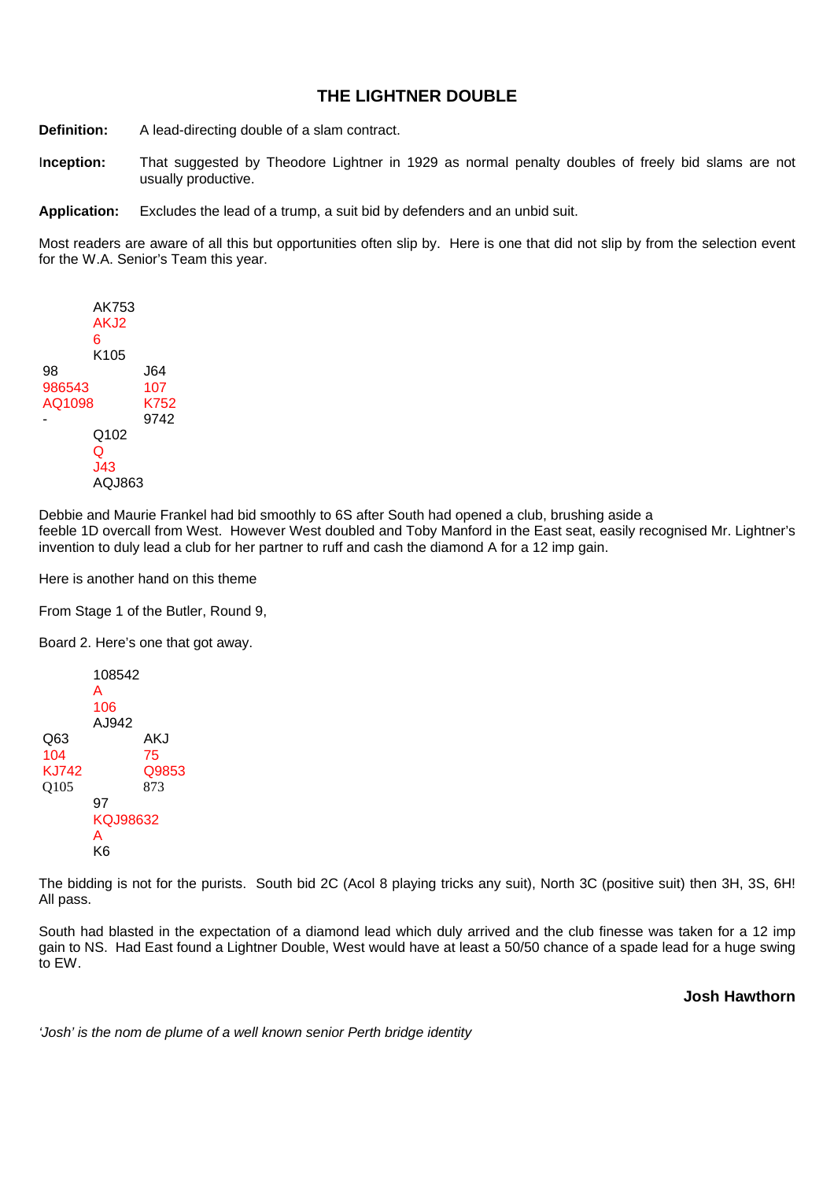## THE LIGHTNER DOUBLE

**Definition:** A lead-directing double of a slam contract.

**Inception:** That suggested by Theodore Lightner in 1929 as normal penalty doubles of freely bid slams are not usually productive.

**Application:** Excludes the lead of a trump, a suit bid by defenders and an unbid suit.

Most readers are aware of all this but opportunities often slip by. Here is one that did not slip by from the selection event for the W.A. Senior's Team this year.

```
        AK753
        AKJ2
        6
        K105
98              J64
986543          107
AQ1098          K752
-               9742
        Q102
        Q
        J43
        AQJ863
```

Debbie and Maurie Frankel had bid smoothly to 6S after South had opened a club, brushing aside a feeble 1D overcall from West. However West doubled and Toby Manford in the East seat, easily recognised Mr. Lightner's invention to duly lead a club for her partner to ruff and cash the diamond A for a 12 imp gain.

Here is another hand on this theme

From Stage 1 of the Butler, Round 9,

Board 2. Here's one that got away.

```
        108542
        A
        106
        AJ942
Q63             AKJ
104             75
KJ742           Q9853
Q105            873
        97
        KQJ98632
        A
        K6
```

The bidding is not for the purists. South bid 2C (Acol 8 playing tricks any suit), North 3C (positive suit) then 3H, 3S, 6H! All pass.

South had blasted in the expectation of a diamond lead which duly arrived and the club finesse was taken for a 12 imp gain to NS. Had East found a Lightner Double, West would have at least a 50/50 chance of a spade lead for a huge swing to EW.

**Josh Hawthorn**

*'Josh' is the nom de plume of a well known senior Perth bridge identity*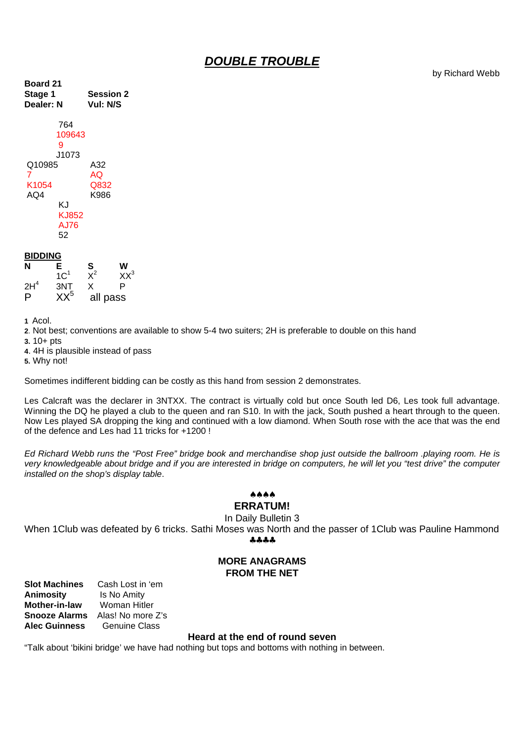# *DOUBLE TROUBLE*

by Richard Webb

**Board 21**
**Stage 1** **Session 2**
**Dealer: N** **Vul: N/S**

```
         764
         109643
         9
         J1073
Q10985            A32
7                 AQ
K1054             Q832
AQ4               K986
         KJ
         KJ852
         AJ76
         52
```

**BIDDING**

| N | E | S | W |
|---|---|---|---|
| | 1C[1] | X[2] | XX[3] |
| 2H[4] | 3NT | X | P |
| P | XX[5] | all pass | |

**1** Acol.
**2**. Not best; conventions are available to show 5-4 two suiters; 2H is preferable to double on this hand
**3.** 10+ pts
**4**. 4H is plausible instead of pass
**5.** Why not!

Sometimes indifferent bidding can be costly as this hand from session 2 demonstrates.

Les Calcraft was the declarer in 3NTXX. The contract is virtually cold but once South led D6, Les took full advantage. Winning the DQ he played a club to the queen and ran S10. In with the jack, South pushed a heart through to the queen. Now Les played SA dropping the king and continued with a low diamond. When South rose with the ace that was the end of the defence and Les had 11 tricks for +1200 !

*Ed Richard Webb runs the "Post Free" bridge book and merchandise shop just outside the ballroom .playing room. He is very knowledgeable about bridge and if you are interested in bridge on computers, he will let you "test drive" the computer installed on the shop's display table*.

♠♠♠♠

**ERRATUM!**

In Daily Bulletin 3

When 1Club was defeated by 6 tricks. Sathi Moses was North and the passer of 1Club was Pauline Hammond

♣♣♣♣

**MORE ANAGRAMS FROM THE NET**

| | |
|---|---|
| **Slot Machines** | Cash Lost in 'em |
| **Animosity** | Is No Amity |
| **Mother-in-law** | Woman Hitler |
| **Snooze Alarms** | Alas! No more Z's |
| **Alec Guinness** | Genuine Class |

**Heard at the end of round seven**

"Talk about 'bikini bridge' we have had nothing but tops and bottoms with nothing in between.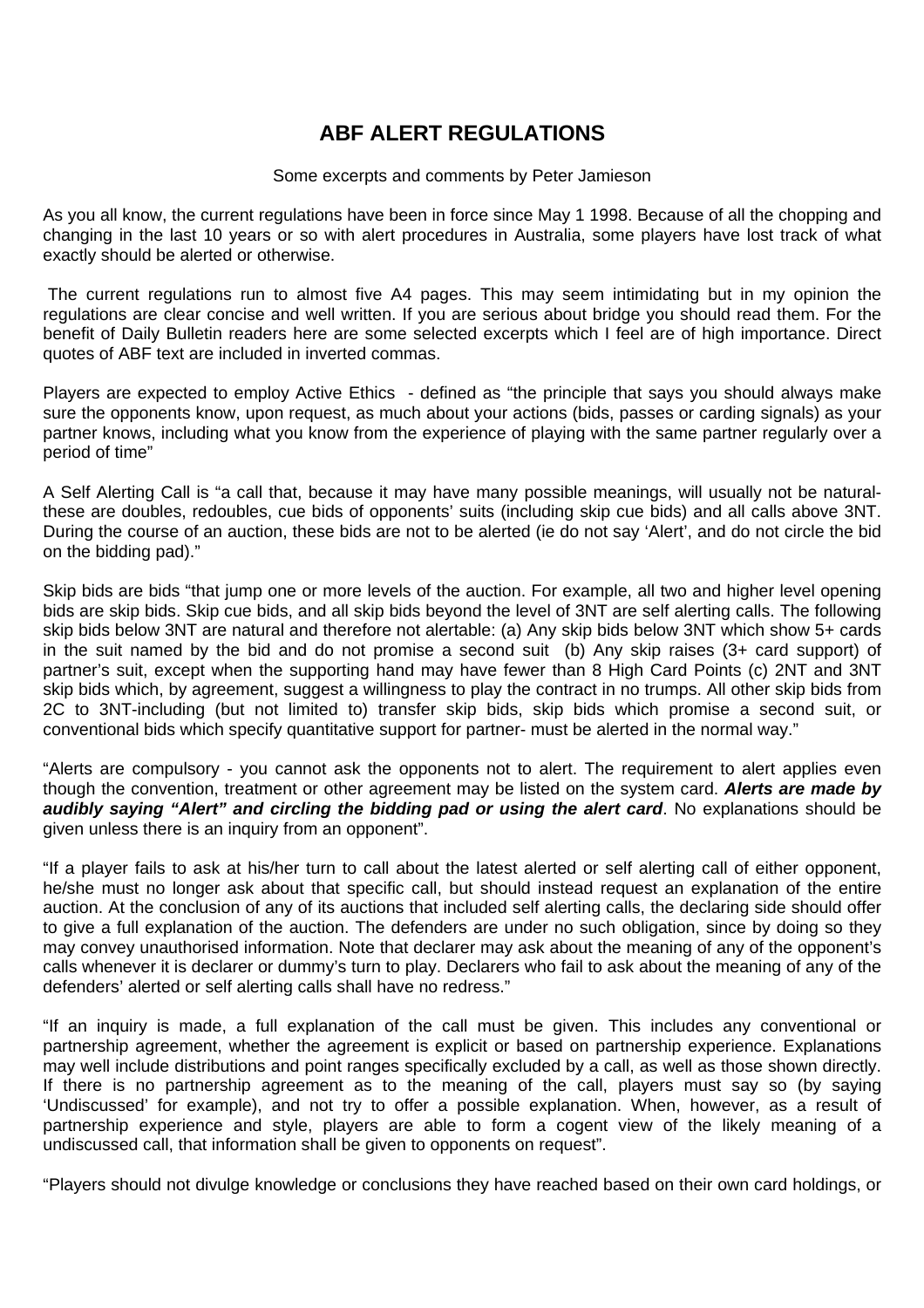# ABF ALERT REGULATIONS

Some excerpts and comments by Peter Jamieson

As you all know, the current regulations have been in force since May 1 1998. Because of all the chopping and changing in the last 10 years or so with alert procedures in Australia, some players have lost track of what exactly should be alerted or otherwise.

The current regulations run to almost five A4 pages. This may seem intimidating but in my opinion the regulations are clear concise and well written. If you are serious about bridge you should read them. For the benefit of Daily Bulletin readers here are some selected excerpts which I feel are of high importance. Direct quotes of ABF text are included in inverted commas.

Players are expected to employ Active Ethics - defined as "the principle that says you should always make sure the opponents know, upon request, as much about your actions (bids, passes or carding signals) as your partner knows, including what you know from the experience of playing with the same partner regularly over a period of time"

A Self Alerting Call is "a call that, because it may have many possible meanings, will usually not be natural- these are doubles, redoubles, cue bids of opponents' suits (including skip cue bids) and all calls above 3NT. During the course of an auction, these bids are not to be alerted (ie do not say 'Alert', and do not circle the bid on the bidding pad)."

Skip bids are bids "that jump one or more levels of the auction. For example, all two and higher level opening bids are skip bids. Skip cue bids, and all skip bids beyond the level of 3NT are self alerting calls. The following skip bids below 3NT are natural and therefore not alertable: (a) Any skip bids below 3NT which show 5+ cards in the suit named by the bid and do not promise a second suit (b) Any skip raises (3+ card support) of partner's suit, except when the supporting hand may have fewer than 8 High Card Points (c) 2NT and 3NT skip bids which, by agreement, suggest a willingness to play the contract in no trumps. All other skip bids from 2C to 3NT-including (but not limited to) transfer skip bids, skip bids which promise a second suit, or conventional bids which specify quantitative support for partner- must be alerted in the normal way."

"Alerts are compulsory - you cannot ask the opponents not to alert. The requirement to alert applies even though the convention, treatment or other agreement may be listed on the system card. ***Alerts are made by audibly saying "Alert" and circling the bidding pad or using the alert card***. No explanations should be given unless there is an inquiry from an opponent".

"If a player fails to ask at his/her turn to call about the latest alerted or self alerting call of either opponent, he/she must no longer ask about that specific call, but should instead request an explanation of the entire auction. At the conclusion of any of its auctions that included self alerting calls, the declaring side should offer to give a full explanation of the auction. The defenders are under no such obligation, since by doing so they may convey unauthorised information. Note that declarer may ask about the meaning of any of the opponent's calls whenever it is declarer or dummy's turn to play. Declarers who fail to ask about the meaning of any of the defenders' alerted or self alerting calls shall have no redress."

"If an inquiry is made, a full explanation of the call must be given. This includes any conventional or partnership agreement, whether the agreement is explicit or based on partnership experience. Explanations may well include distributions and point ranges specifically excluded by a call, as well as those shown directly. If there is no partnership agreement as to the meaning of the call, players must say so (by saying 'Undiscussed' for example), and not try to offer a possible explanation. When, however, as a result of partnership experience and style, players are able to form a cogent view of the likely meaning of a undiscussed call, that information shall be given to opponents on request".

"Players should not divulge knowledge or conclusions they have reached based on their own card holdings, or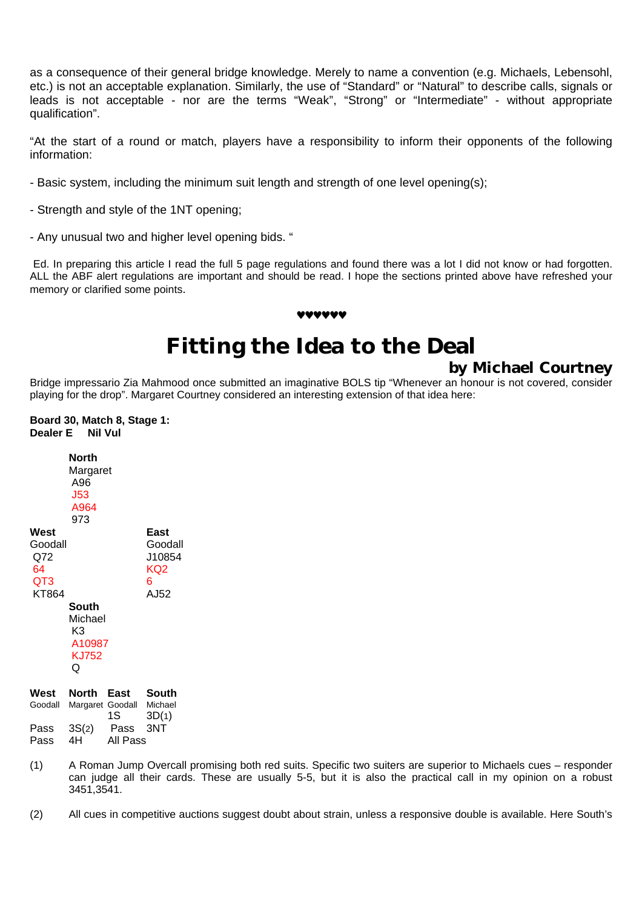as a consequence of their general bridge knowledge. Merely to name a convention (e.g. Michaels, Lebensohl, etc.) is not an acceptable explanation. Similarly, the use of "Standard" or "Natural" to describe calls, signals or leads is not acceptable - nor are the terms "Weak", "Strong" or "Intermediate" - without appropriate qualification".

"At the start of a round or match, players have a responsibility to inform their opponents of the following information:

- Basic system, including the minimum suit length and strength of one level opening(s);

- Strength and style of the 1NT opening;

- Any unusual two and higher level opening bids. "

Ed. In preparing this article I read the full 5 page regulations and found there was a lot I did not know or had forgotten. ALL the ABF alert regulations are important and should be read. I hope the sections printed above have refreshed your memory or clarified some points.

♥♥♥♥♥♥

# Fitting the Idea to the Deal

### by Michael Courtney

Bridge impressario Zia Mahmood once submitted an imaginative BOLS tip "Whenever an honour is not covered, consider playing for the drop". Margaret Courtney considered an interesting extension of that idea here:

**Board 30, Match 8, Stage 1:**
**Dealer E Nil Vul**

```
          North
          Margaret
          A96
          J53
          A964
          973
West                East
Goodall             Goodall
Q72                 J10854
64                  KQ2
QT3                 6
KT864               AJ52
          South
          Michael
          K3
          A10987
          KJ752
          Q
```

| West | North | East | South |
|---|---|---|---|
| Goodall | Margaret | Goodall | Michael |
| | | 1S | 3D(1) |
| Pass | 3S(2) | Pass | 3NT |
| Pass | 4H | All Pass | |

(1) A Roman Jump Overcall promising both red suits. Specific two suiters are superior to Michaels cues – responder can judge all their cards. These are usually 5-5, but it is also the practical call in my opinion on a robust 3451,3541.

(2) All cues in competitive auctions suggest doubt about strain, unless a responsive double is available. Here South's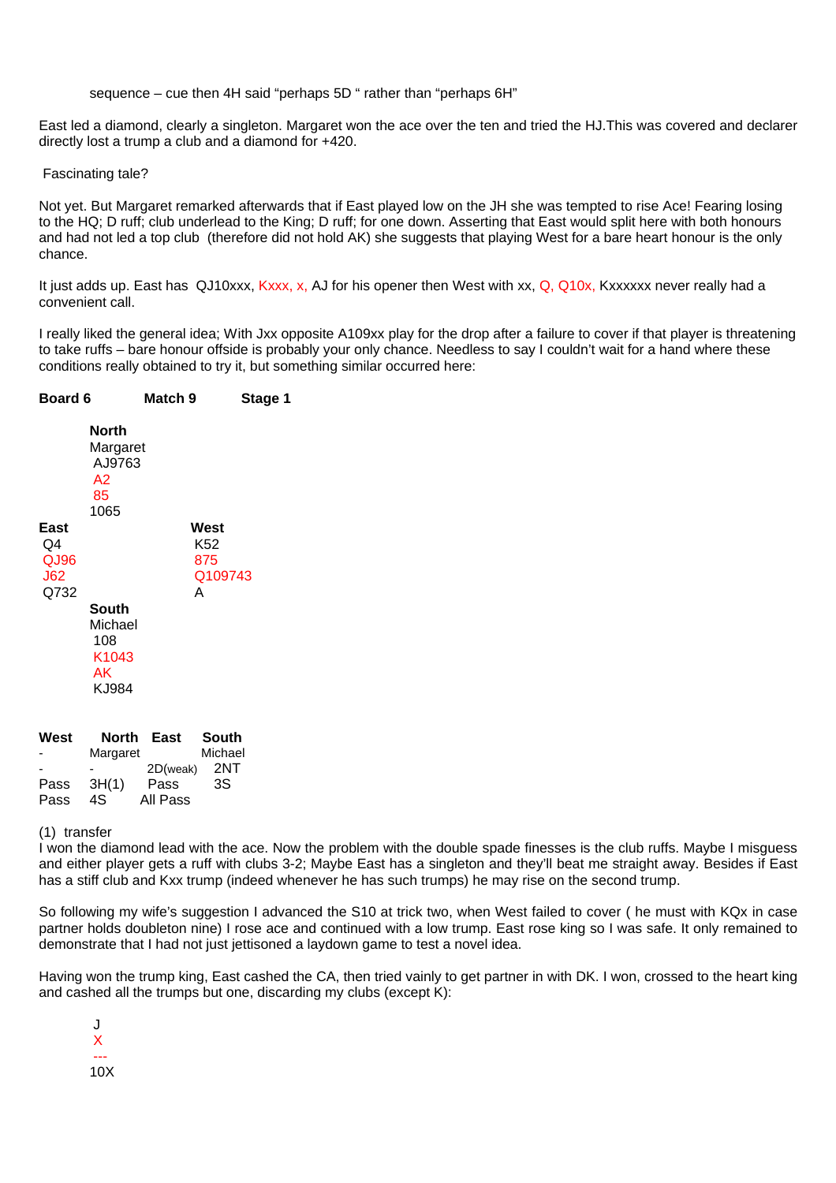sequence – cue then 4H said "perhaps 5D " rather than "perhaps 6H"

East led a diamond, clearly a singleton. Margaret won the ace over the ten and tried the HJ.This was covered and declarer directly lost a trump a club and a diamond for +420.

Fascinating tale?

Not yet. But Margaret remarked afterwards that if East played low on the JH she was tempted to rise Ace! Fearing losing to the HQ; D ruff; club underlead to the King; D ruff; for one down. Asserting that East would split here with both honours and had not led a top club (therefore did not hold AK) she suggests that playing West for a bare heart honour is the only chance.

It just adds up. East has QJ10xxx, Kxxx, x, AJ for his opener then West with xx, Q, Q10x, Kxxxxxx never really had a convenient call.

I really liked the general idea; With Jxx opposite A109xx play for the drop after a failure to cover if that player is threatening to take ruffs – bare honour offside is probably your only chance. Needless to say I couldn't wait for a hand where these conditions really obtained to try it, but something similar occurred here:

**Board 6 Match 9 Stage 1**

**North**
Margaret
AJ9763
A2
85
1065

| **East** | **West** |
|---|---|
| Q4 | K52 |
| QJ96 | 875 |
| J62 | Q109743 |
| Q732 | A |

**South**
Michael
108
K1043
AK
KJ984

| **West** | **North** | **East** | **South** |
|---|---|---|---|
| | Margaret | | Michael |
| - | - | 2D(weak) | 2NT |
| Pass | 3H(1) | Pass | 3S |
| Pass | 4S | All Pass | |

(1) transfer

I won the diamond lead with the ace. Now the problem with the double spade finesses is the club ruffs. Maybe I misguess and either player gets a ruff with clubs 3-2; Maybe East has a singleton and they'll beat me straight away. Besides if East has a stiff club and Kxx trump (indeed whenever he has such trumps) he may rise on the second trump.

So following my wife's suggestion I advanced the S10 at trick two, when West failed to cover ( he must with KQx in case partner holds doubleton nine) I rose ace and continued with a low trump. East rose king so I was safe. It only remained to demonstrate that I had not just jettisoned a laydown game to test a novel idea.

Having won the trump king, East cashed the CA, then tried vainly to get partner in with DK. I won, crossed to the heart king and cashed all the trumps but one, discarding my clubs (except K):

J
X
---
10X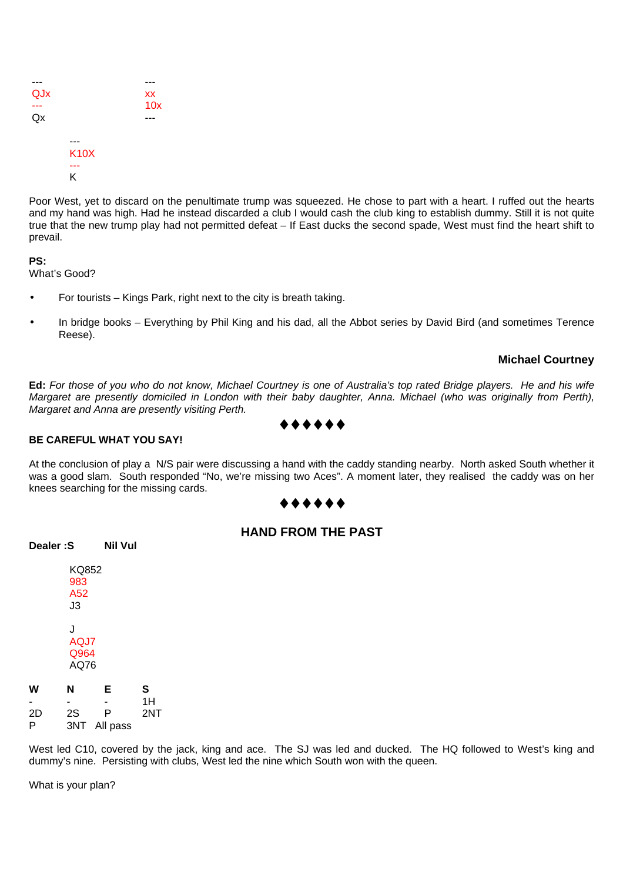```
---                     ---
QJx                     xx
---                     10x
Qx                      ---

        ---
        K10X
        ---
        K
```

Poor West, yet to discard on the penultimate trump was squeezed. He chose to part with a heart. I ruffed out the hearts and my hand was high. Had he instead discarded a club I would cash the club king to establish dummy. Still it is not quite true that the new trump play had not permitted defeat – If East ducks the second spade, West must find the heart shift to prevail.

**PS:**
What's Good?

- For tourists – Kings Park, right next to the city is breath taking.
- In bridge books – Everything by Phil King and his dad, all the Abbot series by David Bird (and sometimes Terence Reese).

**Michael Courtney**

**Ed:** *For those of you who do not know, Michael Courtney is one of Australia's top rated Bridge players. He and his wife Margaret are presently domiciled in London with their baby daughter, Anna. Michael (who was originally from Perth), Margaret and Anna are presently visiting Perth.*

♦♦♦♦♦♦

**BE CAREFUL WHAT YOU SAY!**

At the conclusion of play a N/S pair were discussing a hand with the caddy standing nearby. North asked South whether it was a good slam. South responded "No, we're missing two Aces". A moment later, they realised the caddy was on her knees searching for the missing cards.

♦♦♦♦♦♦

## HAND FROM THE PAST

**Dealer :S  Nil Vul**

```
        KQ852
        983
        A52
        J3

        J
        AQJ7
        Q964
        AQ76
```

| W | N | E | S |
|---|---|---|---|
| - | - | - | 1H |
| 2D | 2S | P | 2NT |
| P | 3NT | All pass | |

West led C10, covered by the jack, king and ace. The SJ was led and ducked. The HQ followed to West's king and dummy's nine. Persisting with clubs, West led the nine which South won with the queen.

What is your plan?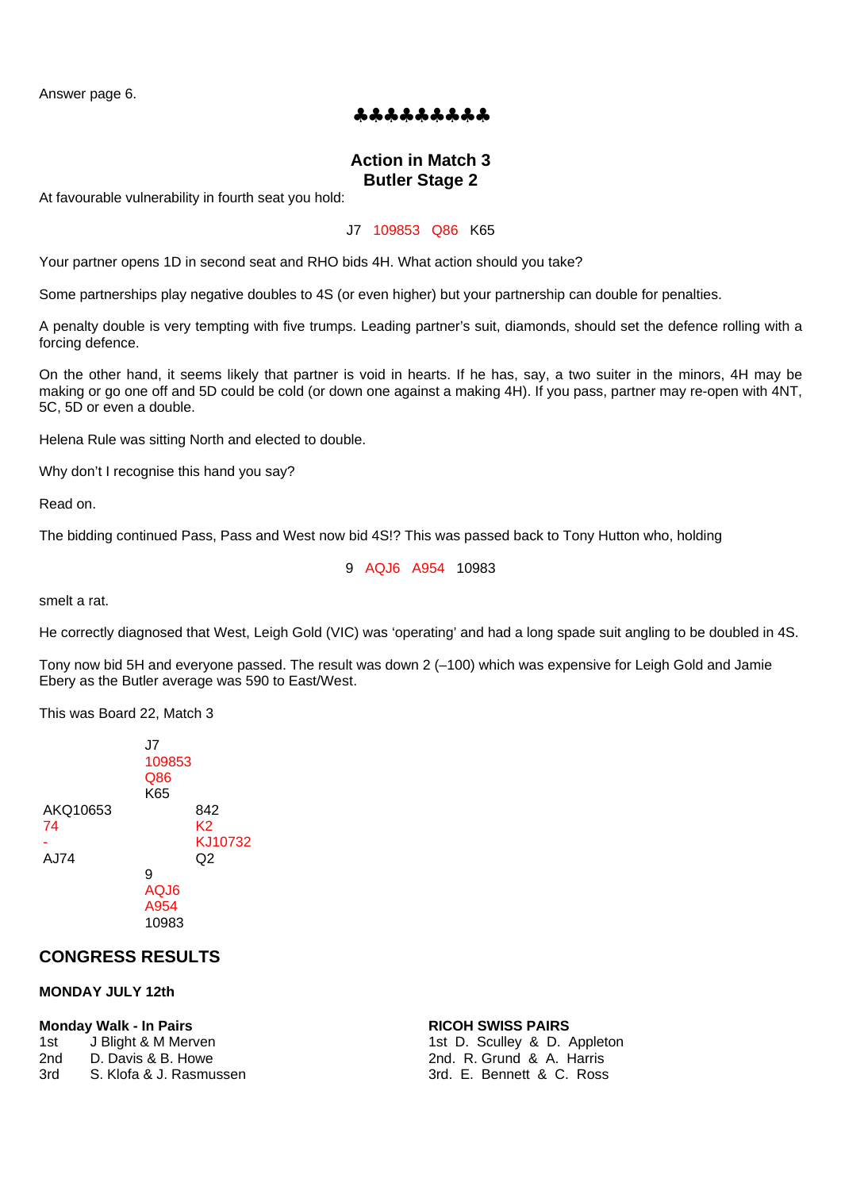Answer page 6.

♣♣♣♣♣♣♣♣♣

## Action in Match 3
## Butler Stage 2

At favourable vulnerability in fourth seat you hold:

J7 109853 Q86 K65

Your partner opens 1D in second seat and RHO bids 4H. What action should you take?

Some partnerships play negative doubles to 4S (or even higher) but your partnership can double for penalties.

A penalty double is very tempting with five trumps. Leading partner's suit, diamonds, should set the defence rolling with a forcing defence.

On the other hand, it seems likely that partner is void in hearts. If he has, say, a two suiter in the minors, 4H may be making or go one off and 5D could be cold (or down one against a making 4H). If you pass, partner may re-open with 4NT, 5C, 5D or even a double.

Helena Rule was sitting North and elected to double.

Why don't I recognise this hand you say?

Read on.

The bidding continued Pass, Pass and West now bid 4S!? This was passed back to Tony Hutton who, holding

9 AQJ6 A954 10983

smelt a rat.

He correctly diagnosed that West, Leigh Gold (VIC) was 'operating' and had a long spade suit angling to be doubled in 4S.

Tony now bid 5H and everyone passed. The result was down 2 (–100) which was expensive for Leigh Gold and Jamie Ebery as the Butler average was 590 to East/West.

This was Board 22, Match 3

```
            J7
            109853
            Q86
            K65
AKQ10653              842
74                    K2
-                     KJ10732
AJ74                  Q2
            9
            AQJ6
            A954
            10983
```

## CONGRESS RESULTS

**MONDAY JULY 12th**

**Monday Walk - In Pairs**
1st J Blight & M Merven
2nd D. Davis & B. Howe
3rd S. Klofa & J. Rasmussen

**RICOH SWISS PAIRS**
1st D. Sculley & D. Appleton
2nd. R. Grund & A. Harris
3rd. E. Bennett & C. Ross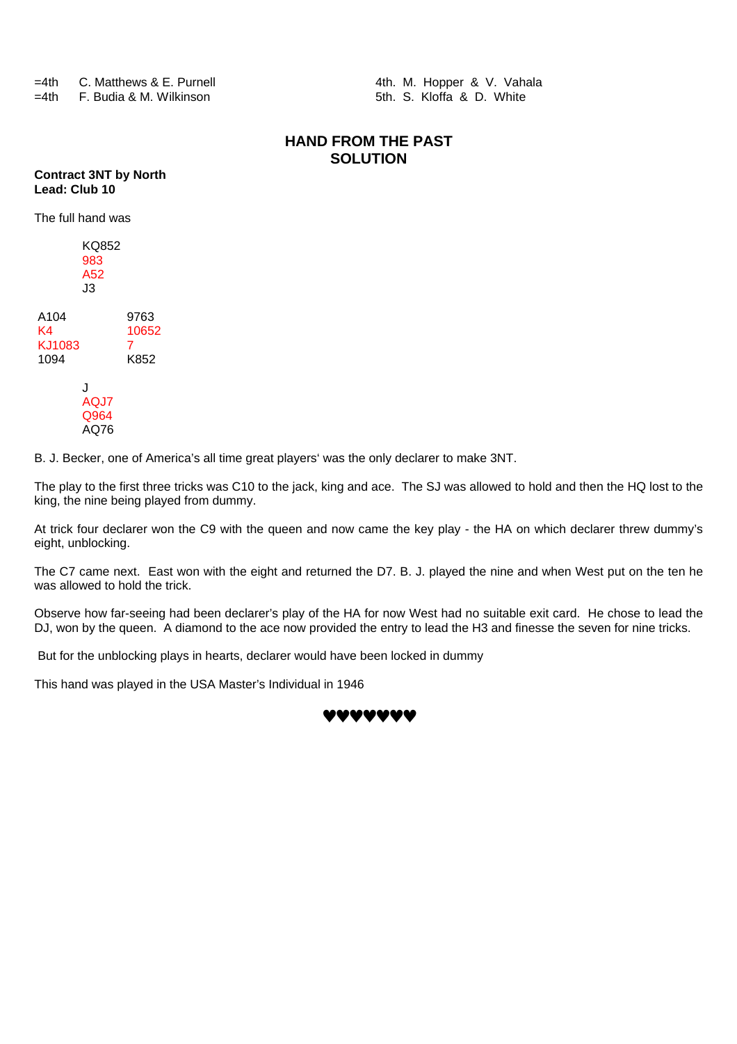| | | | |
|---|---|---|---|
| =4th | C. Matthews & E. Purnell | 4th. | M. Hopper & V. Vahala |
| =4th | F. Budia & M. Wilkinson | 5th. | S. Kloffa & D. White |

## HAND FROM THE PAST
## SOLUTION

**Contract 3NT by North**
**Lead: Club 10**

The full hand was

```
          KQ852
          983
          A52
          J3

A104              9763
K4                10652
KJ1083            7
1094              K852

          J
          AQJ7
          Q964
          AQ76
```

B. J. Becker, one of America's all time great players' was the only declarer to make 3NT.

The play to the first three tricks was C10 to the jack, king and ace. The SJ was allowed to hold and then the HQ lost to the king, the nine being played from dummy.

At trick four declarer won the C9 with the queen and now came the key play - the HA on which declarer threw dummy's eight, unblocking.

The C7 came next. East won with the eight and returned the D7. B. J. played the nine and when West put on the ten he was allowed to hold the trick.

Observe how far-seeing had been declarer's play of the HA for now West had no suitable exit card. He chose to lead the DJ, won by the queen. A diamond to the ace now provided the entry to lead the H3 and finesse the seven for nine tricks.

But for the unblocking plays in hearts, declarer would have been locked in dummy

This hand was played in the USA Master's Individual in 1946

♥♥♥♥♥♥♥